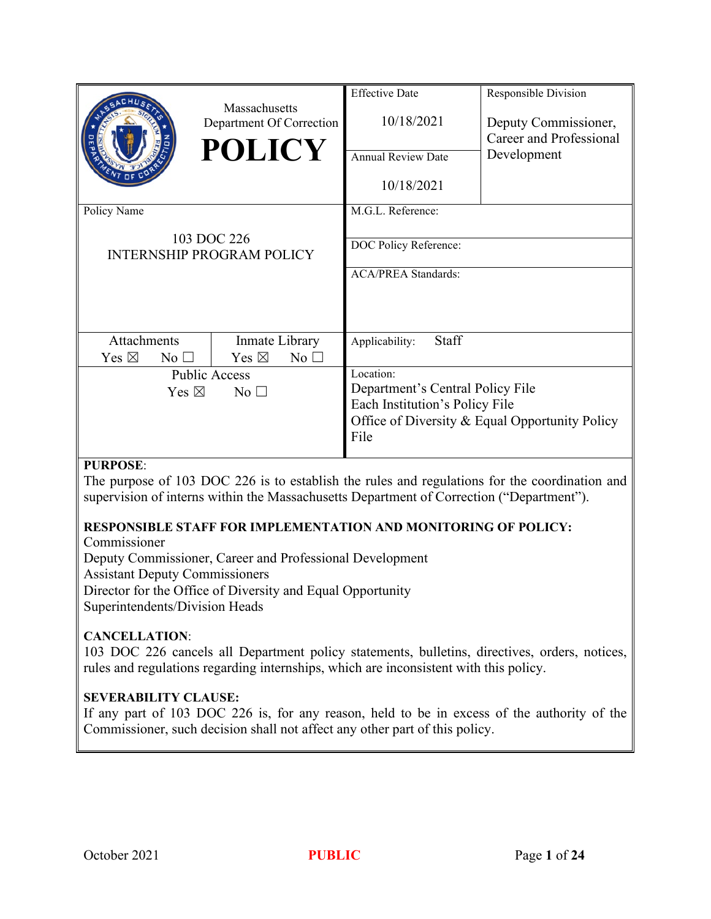| Massachusetts Department Of Correction **POLICY** | Effective Date 10/18/2021 | Responsible Division Deputy Commissioner, Career and Professional Development |
|---|---|---|
| | Annual Review Date 10/18/2021 | |
| Policy Name 103 DOC 226 INTERNSHIP PROGRAM POLICY | M.G.L. Reference: | |
| | DOC Policy Reference: | |
| | ACA/PREA Standards: | |
| Attachments Yes ☒ No ☐ / Inmate Library Yes ☒ No ☐ | Applicability: Staff | |
| Public Access Yes ☒ No ☐ | Location: Department's Central Policy File; Each Institution's Policy File; Office of Diversity & Equal Opportunity Policy File | |

**PURPOSE**:
The purpose of 103 DOC 226 is to establish the rules and regulations for the coordination and supervision of interns within the Massachusetts Department of Correction ("Department").

**RESPONSIBLE STAFF FOR IMPLEMENTATION AND MONITORING OF POLICY:**
Commissioner
Deputy Commissioner, Career and Professional Development
Assistant Deputy Commissioners
Director for the Office of Diversity and Equal Opportunity
Superintendents/Division Heads

**CANCELLATION**:
103 DOC 226 cancels all Department policy statements, bulletins, directives, orders, notices, rules and regulations regarding internships, which are inconsistent with this policy.

**SEVERABILITY CLAUSE:**
If any part of 103 DOC 226 is, for any reason, held to be in excess of the authority of the Commissioner, such decision shall not affect any other part of this policy.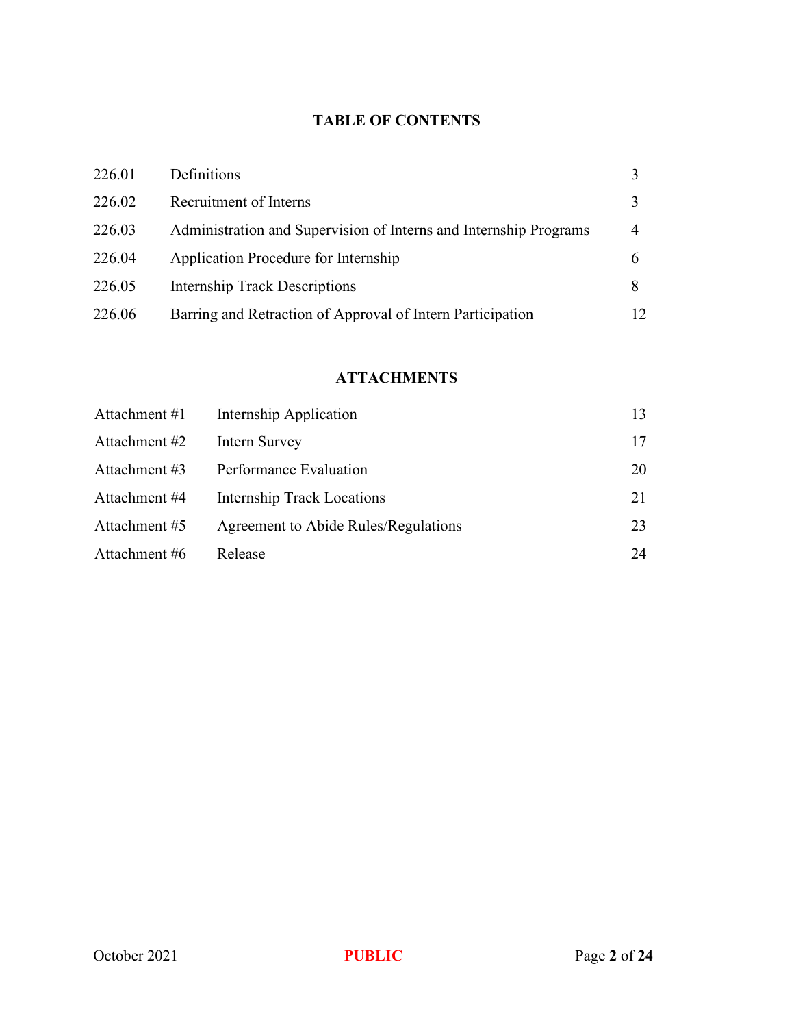## TABLE OF CONTENTS

| | | |
|---|---|---|
| 226.01 | Definitions | 3 |
| 226.02 | Recruitment of Interns | 3 |
| 226.03 | Administration and Supervision of Interns and Internship Programs | 4 |
| 226.04 | Application Procedure for Internship | 6 |
| 226.05 | Internship Track Descriptions | 8 |
| 226.06 | Barring and Retraction of Approval of Intern Participation | 12 |

## ATTACHMENTS

| | | |
|---|---|---|
| Attachment #1 | Internship Application | 13 |
| Attachment #2 | Intern Survey | 17 |
| Attachment #3 | Performance Evaluation | 20 |
| Attachment #4 | Internship Track Locations | 21 |
| Attachment #5 | Agreement to Abide Rules/Regulations | 23 |
| Attachment #6 | Release | 24 |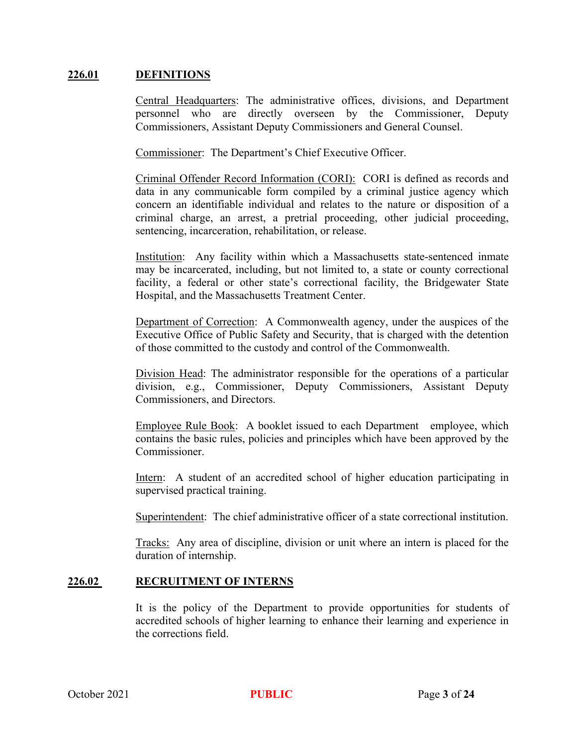## 226.01 DEFINITIONS

Central Headquarters: The administrative offices, divisions, and Department personnel who are directly overseen by the Commissioner, Deputy Commissioners, Assistant Deputy Commissioners and General Counsel.

Commissioner: The Department's Chief Executive Officer.

Criminal Offender Record Information (CORI): CORI is defined as records and data in any communicable form compiled by a criminal justice agency which concern an identifiable individual and relates to the nature or disposition of a criminal charge, an arrest, a pretrial proceeding, other judicial proceeding, sentencing, incarceration, rehabilitation, or release.

Institution: Any facility within which a Massachusetts state-sentenced inmate may be incarcerated, including, but not limited to, a state or county correctional facility, a federal or other state's correctional facility, the Bridgewater State Hospital, and the Massachusetts Treatment Center.

Department of Correction: A Commonwealth agency, under the auspices of the Executive Office of Public Safety and Security, that is charged with the detention of those committed to the custody and control of the Commonwealth.

Division Head: The administrator responsible for the operations of a particular division, e.g., Commissioner, Deputy Commissioners, Assistant Deputy Commissioners, and Directors.

Employee Rule Book: A booklet issued to each Department employee, which contains the basic rules, policies and principles which have been approved by the Commissioner.

Intern: A student of an accredited school of higher education participating in supervised practical training.

Superintendent: The chief administrative officer of a state correctional institution.

Tracks: Any area of discipline, division or unit where an intern is placed for the duration of internship.

## 226.02 RECRUITMENT OF INTERNS

It is the policy of the Department to provide opportunities for students of accredited schools of higher learning to enhance their learning and experience in the corrections field.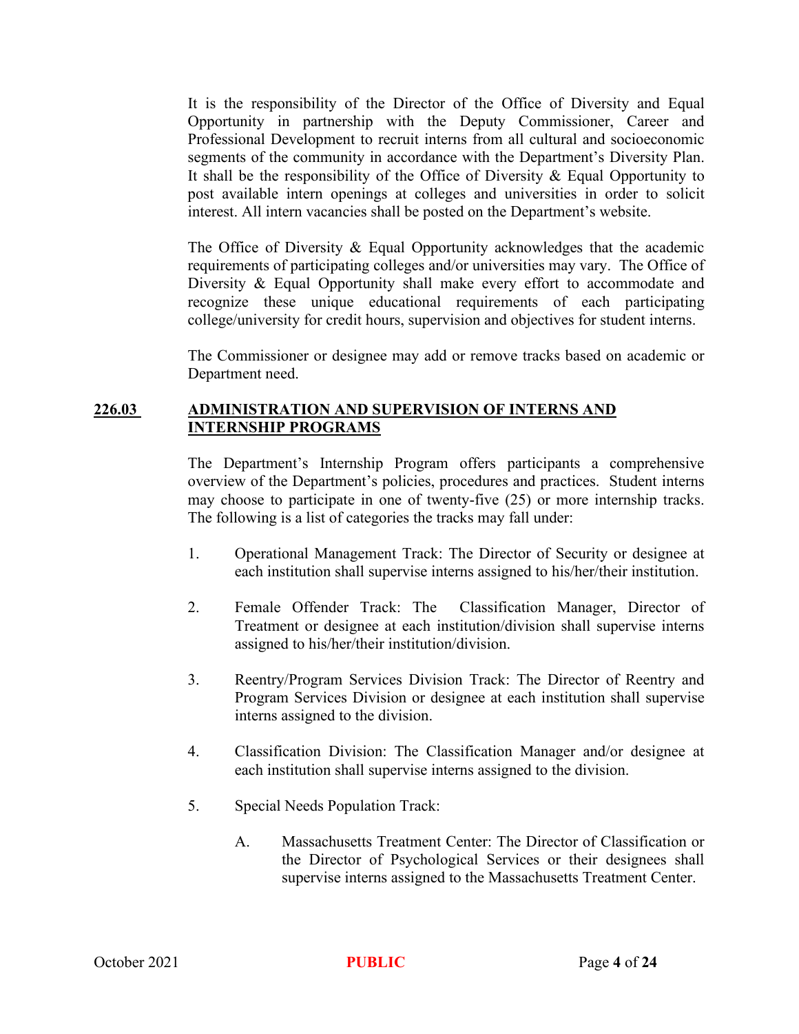It is the responsibility of the Director of the Office of Diversity and Equal Opportunity in partnership with the Deputy Commissioner, Career and Professional Development to recruit interns from all cultural and socioeconomic segments of the community in accordance with the Department's Diversity Plan. It shall be the responsibility of the Office of Diversity & Equal Opportunity to post available intern openings at colleges and universities in order to solicit interest. All intern vacancies shall be posted on the Department's website.

The Office of Diversity & Equal Opportunity acknowledges that the academic requirements of participating colleges and/or universities may vary. The Office of Diversity & Equal Opportunity shall make every effort to accommodate and recognize these unique educational requirements of each participating college/university for credit hours, supervision and objectives for student interns.

The Commissioner or designee may add or remove tracks based on academic or Department need.

## 226.03 ADMINISTRATION AND SUPERVISION OF INTERNS AND INTERNSHIP PROGRAMS

The Department's Internship Program offers participants a comprehensive overview of the Department's policies, procedures and practices. Student interns may choose to participate in one of twenty-five (25) or more internship tracks. The following is a list of categories the tracks may fall under:

1. Operational Management Track: The Director of Security or designee at each institution shall supervise interns assigned to his/her/their institution.

2. Female Offender Track: The Classification Manager, Director of Treatment or designee at each institution/division shall supervise interns assigned to his/her/their institution/division.

3. Reentry/Program Services Division Track: The Director of Reentry and Program Services Division or designee at each institution shall supervise interns assigned to the division.

4. Classification Division: The Classification Manager and/or designee at each institution shall supervise interns assigned to the division.

5. Special Needs Population Track:

   A. Massachusetts Treatment Center: The Director of Classification or the Director of Psychological Services or their designees shall supervise interns assigned to the Massachusetts Treatment Center.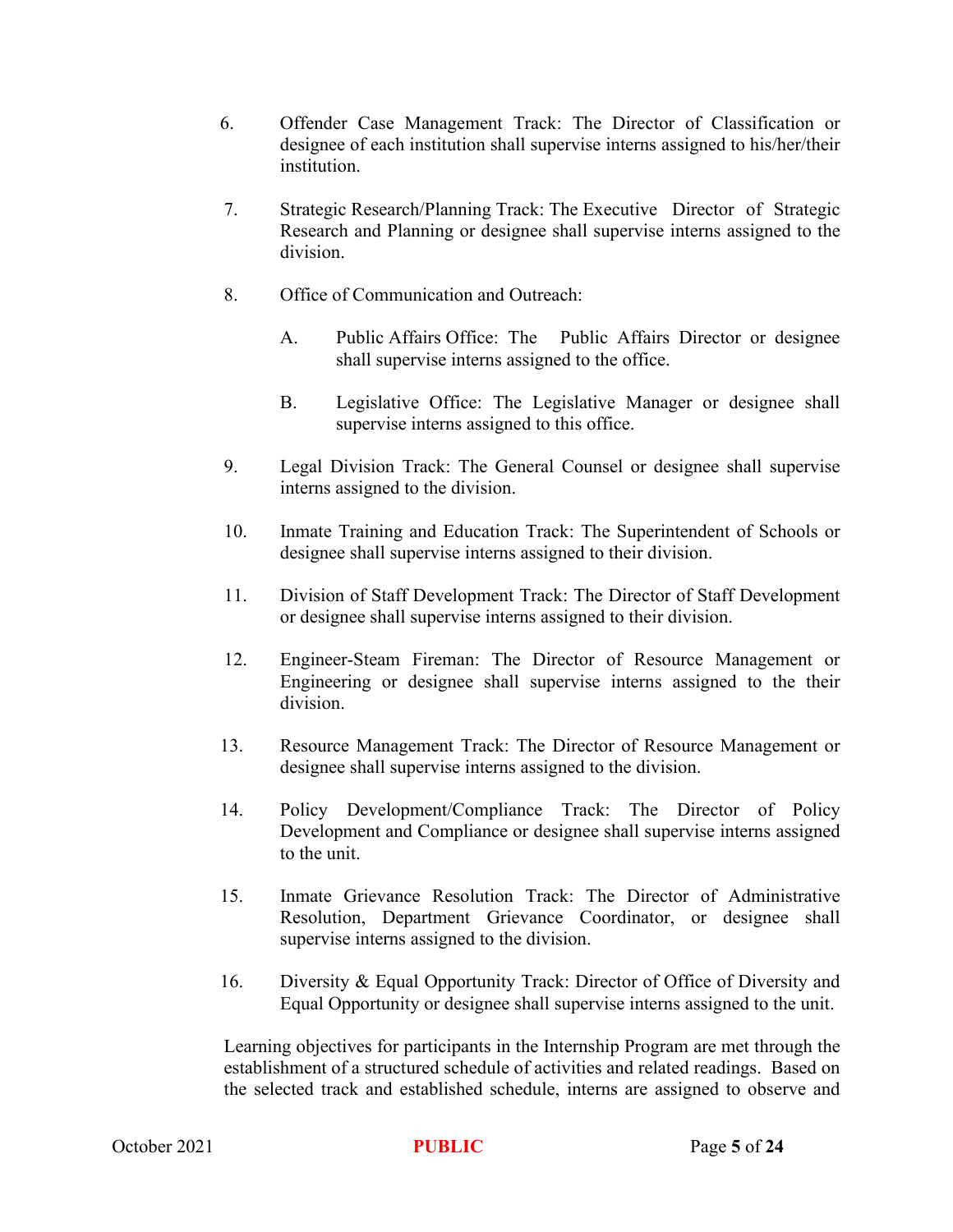6. Offender Case Management Track: The Director of Classification or designee of each institution shall supervise interns assigned to his/her/their institution.

7. Strategic Research/Planning Track: The Executive Director of Strategic Research and Planning or designee shall supervise interns assigned to the division.

8. Office of Communication and Outreach:

   A. Public Affairs Office: The Public Affairs Director or designee shall supervise interns assigned to the office.

   B. Legislative Office: The Legislative Manager or designee shall supervise interns assigned to this office.

9. Legal Division Track: The General Counsel or designee shall supervise interns assigned to the division.

10. Inmate Training and Education Track: The Superintendent of Schools or designee shall supervise interns assigned to their division.

11. Division of Staff Development Track: The Director of Staff Development or designee shall supervise interns assigned to their division.

12. Engineer-Steam Fireman: The Director of Resource Management or Engineering or designee shall supervise interns assigned to the their division.

13. Resource Management Track: The Director of Resource Management or designee shall supervise interns assigned to the division.

14. Policy Development/Compliance Track: The Director of Policy Development and Compliance or designee shall supervise interns assigned to the unit.

15. Inmate Grievance Resolution Track: The Director of Administrative Resolution, Department Grievance Coordinator, or designee shall supervise interns assigned to the division.

16. Diversity & Equal Opportunity Track: Director of Office of Diversity and Equal Opportunity or designee shall supervise interns assigned to the unit.

Learning objectives for participants in the Internship Program are met through the establishment of a structured schedule of activities and related readings. Based on the selected track and established schedule, interns are assigned to observe and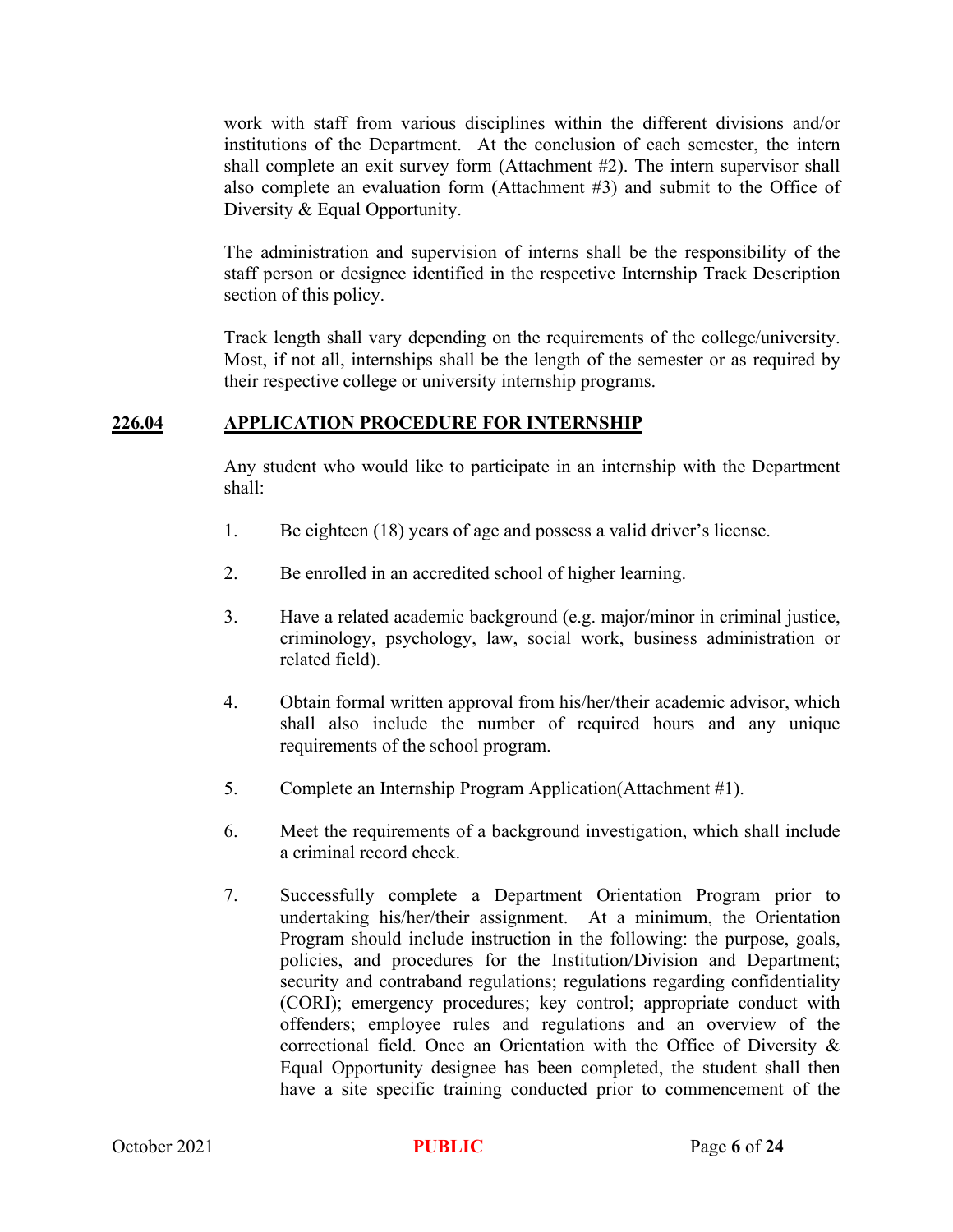work with staff from various disciplines within the different divisions and/or institutions of the Department. At the conclusion of each semester, the intern shall complete an exit survey form (Attachment #2). The intern supervisor shall also complete an evaluation form (Attachment #3) and submit to the Office of Diversity & Equal Opportunity.

The administration and supervision of interns shall be the responsibility of the staff person or designee identified in the respective Internship Track Description section of this policy.

Track length shall vary depending on the requirements of the college/university. Most, if not all, internships shall be the length of the semester or as required by their respective college or university internship programs.

## 226.04 APPLICATION PROCEDURE FOR INTERNSHIP

Any student who would like to participate in an internship with the Department shall:

1. Be eighteen (18) years of age and possess a valid driver's license.

2. Be enrolled in an accredited school of higher learning.

3. Have a related academic background (e.g. major/minor in criminal justice, criminology, psychology, law, social work, business administration or related field).

4. Obtain formal written approval from his/her/their academic advisor, which shall also include the number of required hours and any unique requirements of the school program.

5. Complete an Internship Program Application(Attachment #1).

6. Meet the requirements of a background investigation, which shall include a criminal record check.

7. Successfully complete a Department Orientation Program prior to undertaking his/her/their assignment. At a minimum, the Orientation Program should include instruction in the following: the purpose, goals, policies, and procedures for the Institution/Division and Department; security and contraband regulations; regulations regarding confidentiality (CORI); emergency procedures; key control; appropriate conduct with offenders; employee rules and regulations and an overview of the correctional field. Once an Orientation with the Office of Diversity & Equal Opportunity designee has been completed, the student shall then have a site specific training conducted prior to commencement of the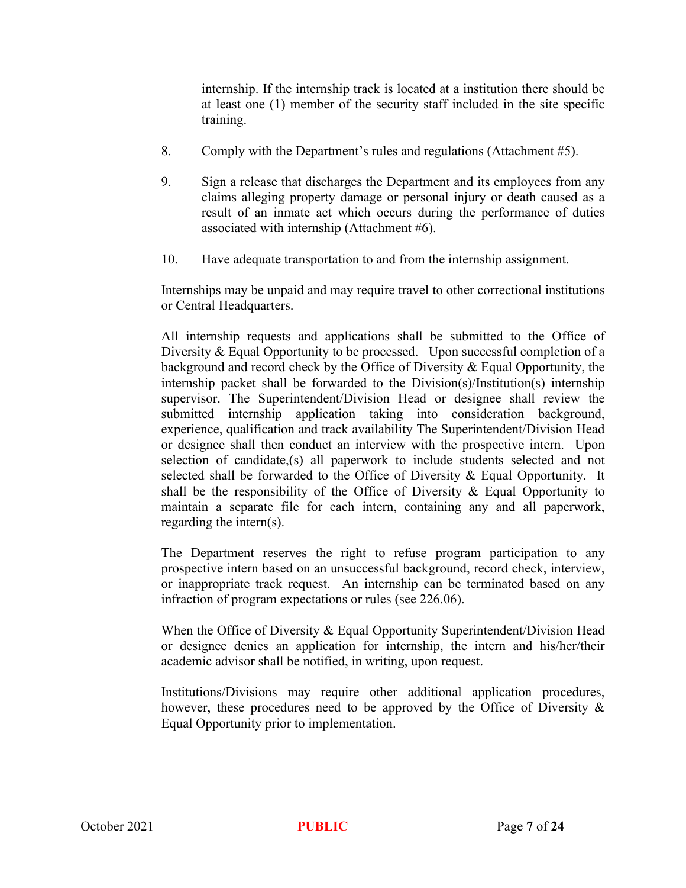internship. If the internship track is located at a institution there should be at least one (1) member of the security staff included in the site specific training.

8. Comply with the Department's rules and regulations (Attachment #5).

9. Sign a release that discharges the Department and its employees from any claims alleging property damage or personal injury or death caused as a result of an inmate act which occurs during the performance of duties associated with internship (Attachment #6).

10. Have adequate transportation to and from the internship assignment.

Internships may be unpaid and may require travel to other correctional institutions or Central Headquarters.

All internship requests and applications shall be submitted to the Office of Diversity & Equal Opportunity to be processed. Upon successful completion of a background and record check by the Office of Diversity & Equal Opportunity, the internship packet shall be forwarded to the Division(s)/Institution(s) internship supervisor. The Superintendent/Division Head or designee shall review the submitted internship application taking into consideration background, experience, qualification and track availability The Superintendent/Division Head or designee shall then conduct an interview with the prospective intern. Upon selection of candidate,(s) all paperwork to include students selected and not selected shall be forwarded to the Office of Diversity & Equal Opportunity. It shall be the responsibility of the Office of Diversity & Equal Opportunity to maintain a separate file for each intern, containing any and all paperwork, regarding the intern(s).

The Department reserves the right to refuse program participation to any prospective intern based on an unsuccessful background, record check, interview, or inappropriate track request. An internship can be terminated based on any infraction of program expectations or rules (see 226.06).

When the Office of Diversity & Equal Opportunity Superintendent/Division Head or designee denies an application for internship, the intern and his/her/their academic advisor shall be notified, in writing, upon request.

Institutions/Divisions may require other additional application procedures, however, these procedures need to be approved by the Office of Diversity & Equal Opportunity prior to implementation.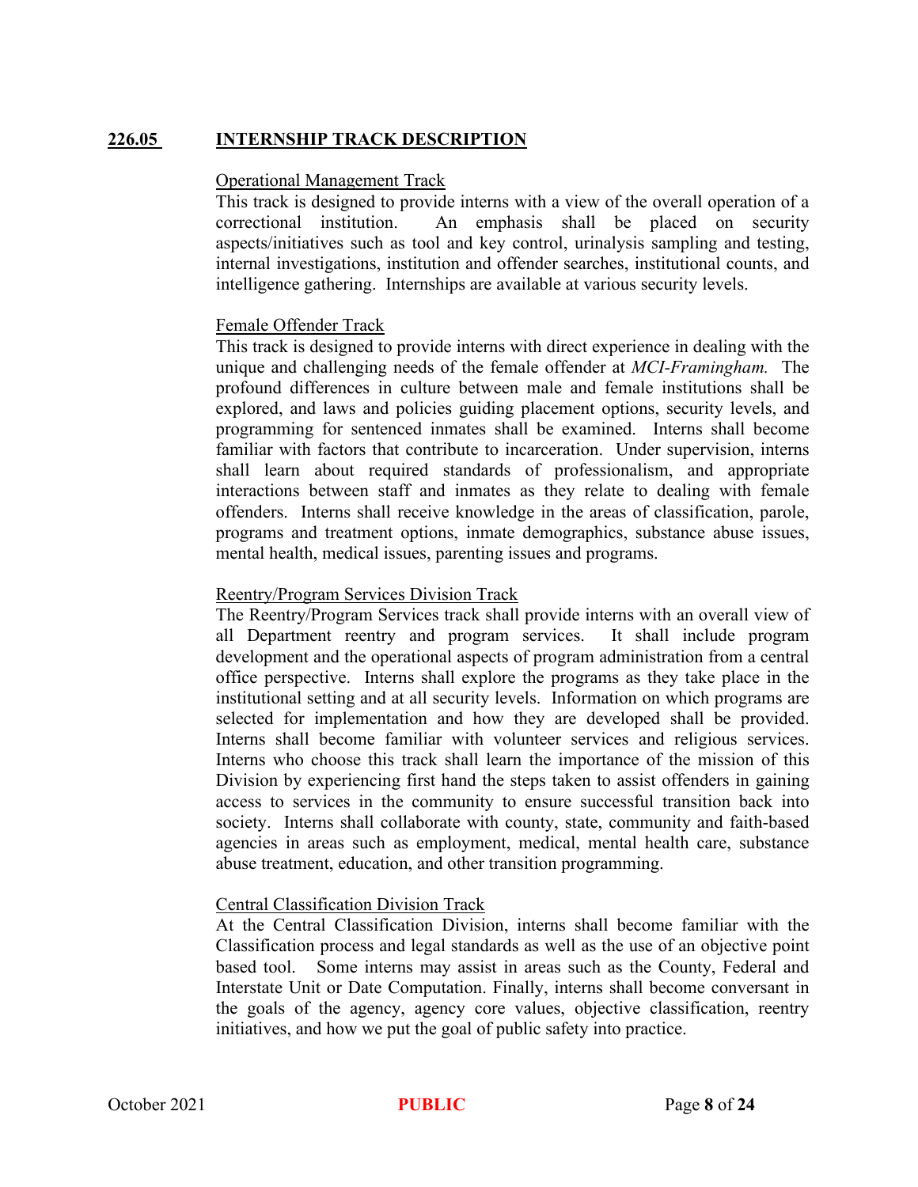## 226.05 INTERNSHIP TRACK DESCRIPTION

Operational Management Track

This track is designed to provide interns with a view of the overall operation of a correctional institution. An emphasis shall be placed on security aspects/initiatives such as tool and key control, urinalysis sampling and testing, internal investigations, institution and offender searches, institutional counts, and intelligence gathering. Internships are available at various security levels.

Female Offender Track

This track is designed to provide interns with direct experience in dealing with the unique and challenging needs of the female offender at *MCI-Framingham.* The profound differences in culture between male and female institutions shall be explored, and laws and policies guiding placement options, security levels, and programming for sentenced inmates shall be examined. Interns shall become familiar with factors that contribute to incarceration. Under supervision, interns shall learn about required standards of professionalism, and appropriate interactions between staff and inmates as they relate to dealing with female offenders. Interns shall receive knowledge in the areas of classification, parole, programs and treatment options, inmate demographics, substance abuse issues, mental health, medical issues, parenting issues and programs.

Reentry/Program Services Division Track

The Reentry/Program Services track shall provide interns with an overall view of all Department reentry and program services. It shall include program development and the operational aspects of program administration from a central office perspective. Interns shall explore the programs as they take place in the institutional setting and at all security levels. Information on which programs are selected for implementation and how they are developed shall be provided. Interns shall become familiar with volunteer services and religious services. Interns who choose this track shall learn the importance of the mission of this Division by experiencing first hand the steps taken to assist offenders in gaining access to services in the community to ensure successful transition back into society. Interns shall collaborate with county, state, community and faith-based agencies in areas such as employment, medical, mental health care, substance abuse treatment, education, and other transition programming.

Central Classification Division Track

At the Central Classification Division, interns shall become familiar with the Classification process and legal standards as well as the use of an objective point based tool. Some interns may assist in areas such as the County, Federal and Interstate Unit or Date Computation. Finally, interns shall become conversant in the goals of the agency, agency core values, objective classification, reentry initiatives, and how we put the goal of public safety into practice.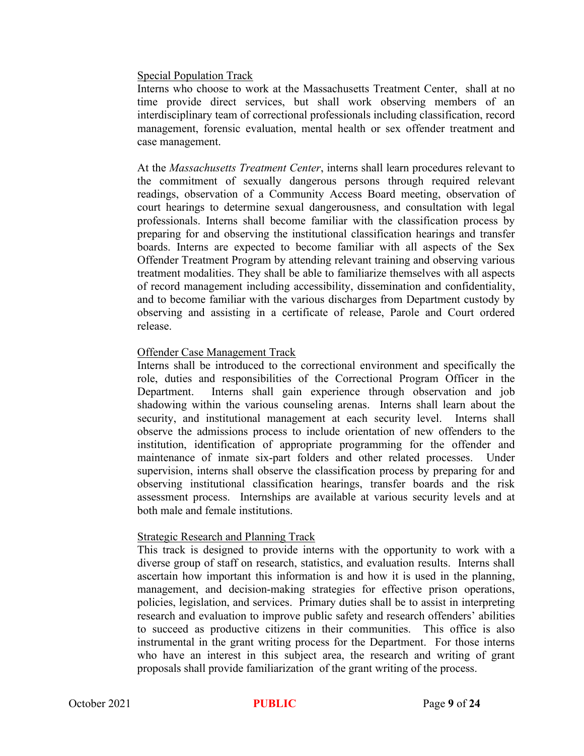Special Population Track

Interns who choose to work at the Massachusetts Treatment Center, shall at no time provide direct services, but shall work observing members of an interdisciplinary team of correctional professionals including classification, record management, forensic evaluation, mental health or sex offender treatment and case management.

At the *Massachusetts Treatment Center*, interns shall learn procedures relevant to the commitment of sexually dangerous persons through required relevant readings, observation of a Community Access Board meeting, observation of court hearings to determine sexual dangerousness, and consultation with legal professionals. Interns shall become familiar with the classification process by preparing for and observing the institutional classification hearings and transfer boards. Interns are expected to become familiar with all aspects of the Sex Offender Treatment Program by attending relevant training and observing various treatment modalities. They shall be able to familiarize themselves with all aspects of record management including accessibility, dissemination and confidentiality, and to become familiar with the various discharges from Department custody by observing and assisting in a certificate of release, Parole and Court ordered release.

Offender Case Management Track

Interns shall be introduced to the correctional environment and specifically the role, duties and responsibilities of the Correctional Program Officer in the Department. Interns shall gain experience through observation and job shadowing within the various counseling arenas. Interns shall learn about the security, and institutional management at each security level. Interns shall observe the admissions process to include orientation of new offenders to the institution, identification of appropriate programming for the offender and maintenance of inmate six-part folders and other related processes. Under supervision, interns shall observe the classification process by preparing for and observing institutional classification hearings, transfer boards and the risk assessment process. Internships are available at various security levels and at both male and female institutions.

Strategic Research and Planning Track

This track is designed to provide interns with the opportunity to work with a diverse group of staff on research, statistics, and evaluation results. Interns shall ascertain how important this information is and how it is used in the planning, management, and decision-making strategies for effective prison operations, policies, legislation, and services. Primary duties shall be to assist in interpreting research and evaluation to improve public safety and research offenders' abilities to succeed as productive citizens in their communities. This office is also instrumental in the grant writing process for the Department. For those interns who have an interest in this subject area, the research and writing of grant proposals shall provide familiarization of the grant writing of the process.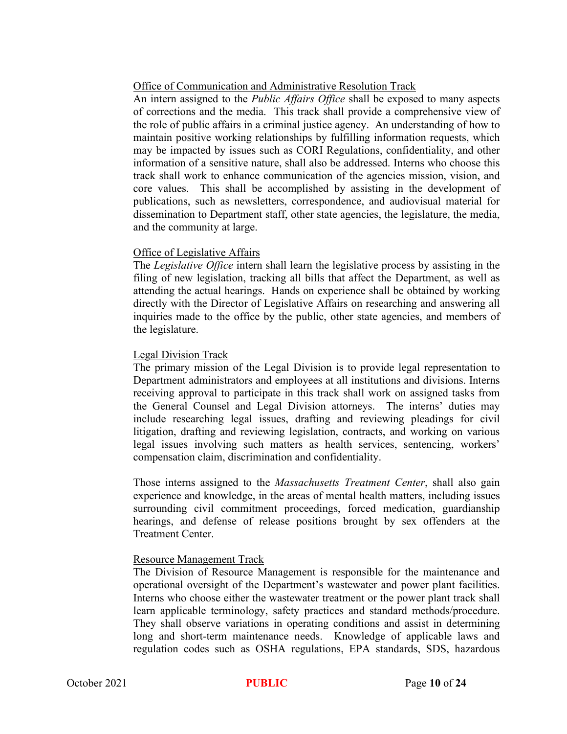Office of Communication and Administrative Resolution Track

An intern assigned to the *Public Affairs Office* shall be exposed to many aspects of corrections and the media. This track shall provide a comprehensive view of the role of public affairs in a criminal justice agency. An understanding of how to maintain positive working relationships by fulfilling information requests, which may be impacted by issues such as CORI Regulations, confidentiality, and other information of a sensitive nature, shall also be addressed. Interns who choose this track shall work to enhance communication of the agencies mission, vision, and core values. This shall be accomplished by assisting in the development of publications, such as newsletters, correspondence, and audiovisual material for dissemination to Department staff, other state agencies, the legislature, the media, and the community at large.

Office of Legislative Affairs

The *Legislative Office* intern shall learn the legislative process by assisting in the filing of new legislation, tracking all bills that affect the Department, as well as attending the actual hearings. Hands on experience shall be obtained by working directly with the Director of Legislative Affairs on researching and answering all inquiries made to the office by the public, other state agencies, and members of the legislature.

Legal Division Track

The primary mission of the Legal Division is to provide legal representation to Department administrators and employees at all institutions and divisions. Interns receiving approval to participate in this track shall work on assigned tasks from the General Counsel and Legal Division attorneys. The interns' duties may include researching legal issues, drafting and reviewing pleadings for civil litigation, drafting and reviewing legislation, contracts, and working on various legal issues involving such matters as health services, sentencing, workers' compensation claim, discrimination and confidentiality.

Those interns assigned to the *Massachusetts Treatment Center*, shall also gain experience and knowledge, in the areas of mental health matters, including issues surrounding civil commitment proceedings, forced medication, guardianship hearings, and defense of release positions brought by sex offenders at the Treatment Center.

Resource Management Track

The Division of Resource Management is responsible for the maintenance and operational oversight of the Department's wastewater and power plant facilities. Interns who choose either the wastewater treatment or the power plant track shall learn applicable terminology, safety practices and standard methods/procedure. They shall observe variations in operating conditions and assist in determining long and short-term maintenance needs. Knowledge of applicable laws and regulation codes such as OSHA regulations, EPA standards, SDS, hazardous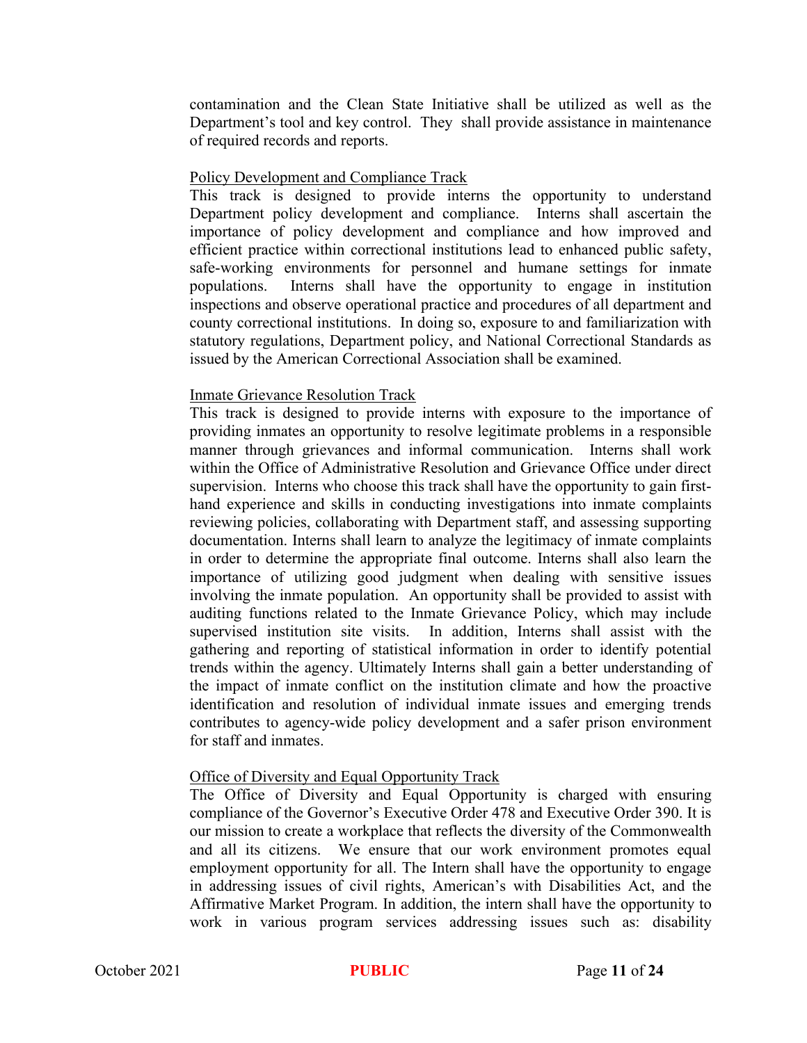contamination and the Clean State Initiative shall be utilized as well as the Department's tool and key control. They shall provide assistance in maintenance of required records and reports.

Policy Development and Compliance Track

This track is designed to provide interns the opportunity to understand Department policy development and compliance. Interns shall ascertain the importance of policy development and compliance and how improved and efficient practice within correctional institutions lead to enhanced public safety, safe-working environments for personnel and humane settings for inmate populations. Interns shall have the opportunity to engage in institution inspections and observe operational practice and procedures of all department and county correctional institutions. In doing so, exposure to and familiarization with statutory regulations, Department policy, and National Correctional Standards as issued by the American Correctional Association shall be examined.

Inmate Grievance Resolution Track

This track is designed to provide interns with exposure to the importance of providing inmates an opportunity to resolve legitimate problems in a responsible manner through grievances and informal communication. Interns shall work within the Office of Administrative Resolution and Grievance Office under direct supervision. Interns who choose this track shall have the opportunity to gain first-hand experience and skills in conducting investigations into inmate complaints reviewing policies, collaborating with Department staff, and assessing supporting documentation. Interns shall learn to analyze the legitimacy of inmate complaints in order to determine the appropriate final outcome. Interns shall also learn the importance of utilizing good judgment when dealing with sensitive issues involving the inmate population. An opportunity shall be provided to assist with auditing functions related to the Inmate Grievance Policy, which may include supervised institution site visits. In addition, Interns shall assist with the gathering and reporting of statistical information in order to identify potential trends within the agency. Ultimately Interns shall gain a better understanding of the impact of inmate conflict on the institution climate and how the proactive identification and resolution of individual inmate issues and emerging trends contributes to agency-wide policy development and a safer prison environment for staff and inmates.

Office of Diversity and Equal Opportunity Track

The Office of Diversity and Equal Opportunity is charged with ensuring compliance of the Governor's Executive Order 478 and Executive Order 390. It is our mission to create a workplace that reflects the diversity of the Commonwealth and all its citizens. We ensure that our work environment promotes equal employment opportunity for all. The Intern shall have the opportunity to engage in addressing issues of civil rights, American's with Disabilities Act, and the Affirmative Market Program. In addition, the intern shall have the opportunity to work in various program services addressing issues such as: disability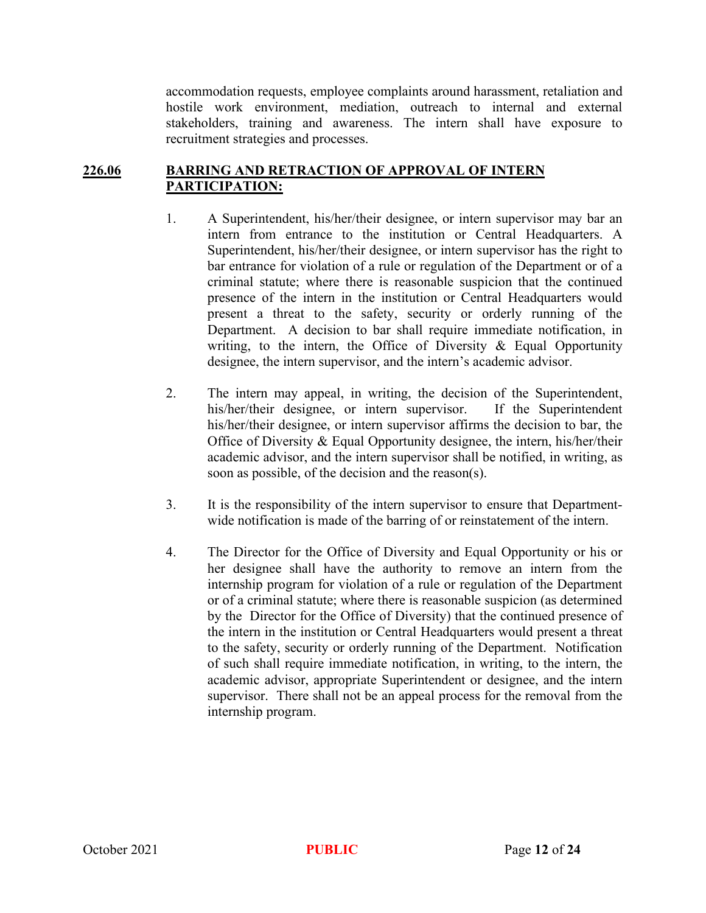accommodation requests, employee complaints around harassment, retaliation and hostile work environment, mediation, outreach to internal and external stakeholders, training and awareness. The intern shall have exposure to recruitment strategies and processes.

## 226.06 BARRING AND RETRACTION OF APPROVAL OF INTERN PARTICIPATION:

1. A Superintendent, his/her/their designee, or intern supervisor may bar an intern from entrance to the institution or Central Headquarters. A Superintendent, his/her/their designee, or intern supervisor has the right to bar entrance for violation of a rule or regulation of the Department or of a criminal statute; where there is reasonable suspicion that the continued presence of the intern in the institution or Central Headquarters would present a threat to the safety, security or orderly running of the Department. A decision to bar shall require immediate notification, in writing, to the intern, the Office of Diversity & Equal Opportunity designee, the intern supervisor, and the intern's academic advisor.

2. The intern may appeal, in writing, the decision of the Superintendent, his/her/their designee, or intern supervisor. If the Superintendent his/her/their designee, or intern supervisor affirms the decision to bar, the Office of Diversity & Equal Opportunity designee, the intern, his/her/their academic advisor, and the intern supervisor shall be notified, in writing, as soon as possible, of the decision and the reason(s).

3. It is the responsibility of the intern supervisor to ensure that Department-wide notification is made of the barring of or reinstatement of the intern.

4. The Director for the Office of Diversity and Equal Opportunity or his or her designee shall have the authority to remove an intern from the internship program for violation of a rule or regulation of the Department or of a criminal statute; where there is reasonable suspicion (as determined by the Director for the Office of Diversity) that the continued presence of the intern in the institution or Central Headquarters would present a threat to the safety, security or orderly running of the Department. Notification of such shall require immediate notification, in writing, to the intern, the academic advisor, appropriate Superintendent or designee, and the intern supervisor. There shall not be an appeal process for the removal from the internship program.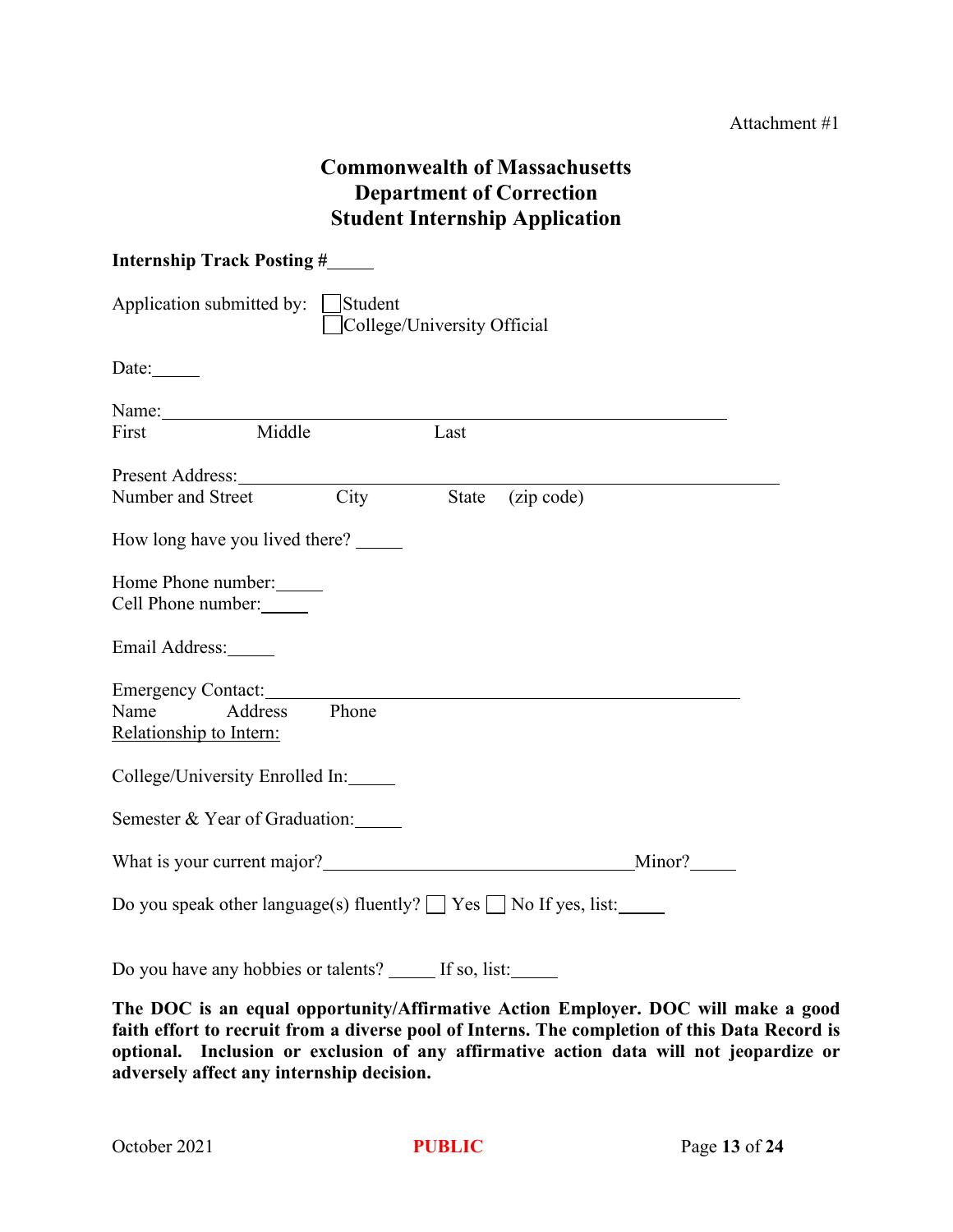Attachment #1

# Commonwealth of Massachusetts
# Department of Correction
# Student Internship Application

**Internship Track Posting #_____**

Application submitted by: ☐ Student
☐ College/University Official

Date:_____

Name:______________________________________________
First Middle Last

Present Address:______________________________________________
Number and Street City State (zip code)

How long have you lived there? _____

Home Phone number:_____
Cell Phone number:_____

Email Address:_____

Emergency Contact:______________________________________________
Name Address Phone
Relationship to Intern:

College/University Enrolled In:_____

Semester & Year of Graduation:_____

What is your current major?______________________________ Minor?_____

Do you speak other language(s) fluently? ☐ Yes ☐ No If yes, list:_____

Do you have any hobbies or talents? _____ If so, list:_____

**The DOC is an equal opportunity/Affirmative Action Employer. DOC will make a good faith effort to recruit from a diverse pool of Interns. The completion of this Data Record is optional. Inclusion or exclusion of any affirmative action data will not jeopardize or adversely affect any internship decision.**

October 2021 PUBLIC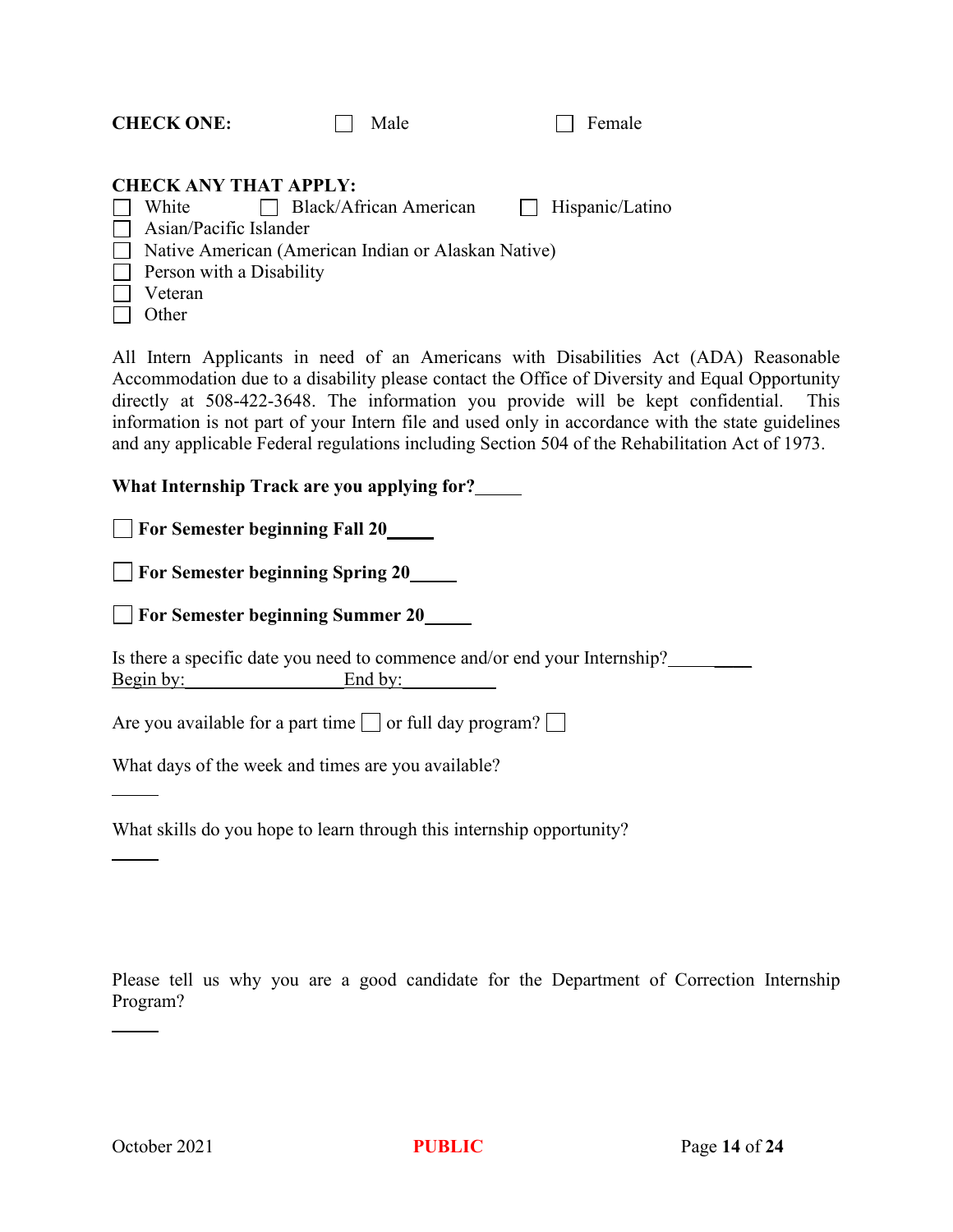**CHECK ONE:** ☐ Male ☐ Female

**CHECK ANY THAT APPLY:**

☐ White ☐ Black/African American ☐ Hispanic/Latino
☐ Asian/Pacific Islander
☐ Native American (American Indian or Alaskan Native)
☐ Person with a Disability
☐ Veteran
☐ Other

All Intern Applicants in need of an Americans with Disabilities Act (ADA) Reasonable Accommodation due to a disability please contact the Office of Diversity and Equal Opportunity directly at 508-422-3648. The information you provide will be kept confidential. This information is not part of your Intern file and used only in accordance with the state guidelines and any applicable Federal regulations including Section 504 of the Rehabilitation Act of 1973.

**What Internship Track are you applying for?**_____

☐ **For Semester beginning Fall 20**_____

☐ **For Semester beginning Spring 20**_____

☐ **For Semester beginning Summer 20**_____

Is there a specific date you need to commence and/or end your Internship?_________
Begin by:_________________End by:__________

Are you available for a part time ☐ or full day program? ☐

What days of the week and times are you available?

_____

What skills do you hope to learn through this internship opportunity?

_____

Please tell us why you are a good candidate for the Department of Correction Internship Program?

_____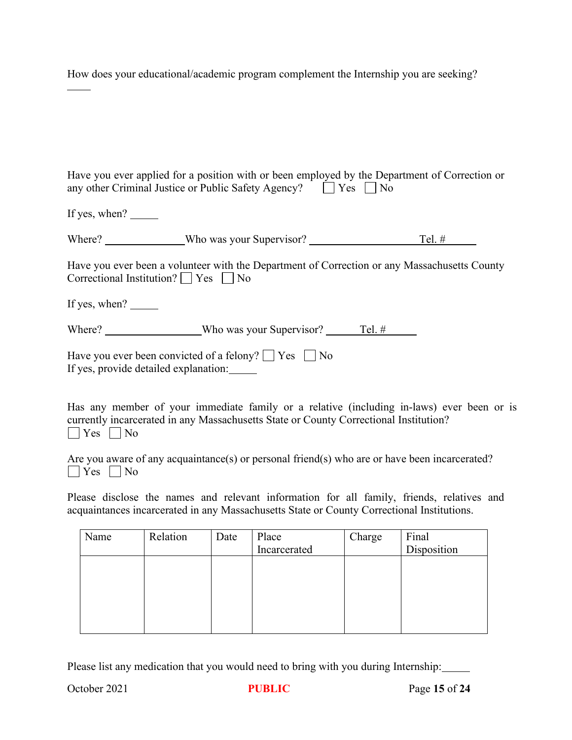How does your educational/academic program complement the Internship you are seeking?

_____

Have you ever applied for a position with or been employed by the Department of Correction or any other Criminal Justice or Public Safety Agency? ☐ Yes ☐ No

If yes, when? _____

Where? ______________ Who was your Supervisor? ____________________ Tel. # ______

Have you ever been a volunteer with the Department of Correction or any Massachusetts County Correctional Institution? ☐ Yes ☐ No

If yes, when? _____

Where? __________________ Who was your Supervisor? ______ Tel. # ______

Have you ever been convicted of a felony? ☐ Yes ☐ No
If yes, provide detailed explanation: _____

Has any member of your immediate family or a relative (including in-laws) ever been or is currently incarcerated in any Massachusetts State or County Correctional Institution?
☐ Yes ☐ No

Are you aware of any acquaintance(s) or personal friend(s) who are or have been incarcerated?
☐ Yes ☐ No

Please disclose the names and relevant information for all family, friends, relatives and acquaintances incarcerated in any Massachusetts State or County Correctional Institutions.

| Name | Relation | Date | Place Incarcerated | Charge | Final Disposition |
| --- | --- | --- | --- | --- | --- |
| | | | | | |

Please list any medication that you would need to bring with you during Internship: _____

PUBLIC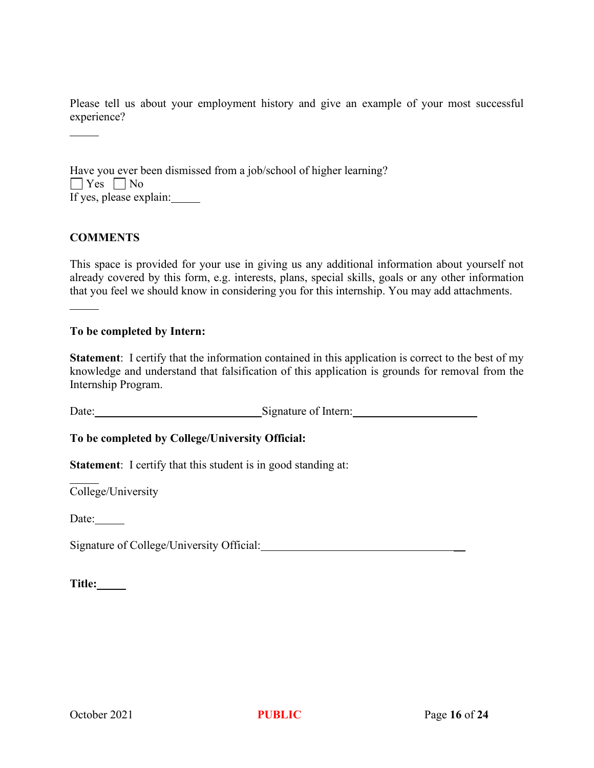Please tell us about your employment history and give an example of your most successful experience?

_____

Have you ever been dismissed from a job/school of higher learning?

☐ Yes ☐ No

If yes, please explain:_____

**COMMENTS**

This space is provided for your use in giving us any additional information about yourself not already covered by this form, e.g. interests, plans, special skills, goals or any other information that you feel we should know in considering you for this internship. You may add attachments.

_____

**To be completed by Intern:**

**Statement**: I certify that the information contained in this application is correct to the best of my knowledge and understand that falsification of this application is grounds for removal from the Internship Program.

Date:______________________________ Signature of Intern:______________________

**To be completed by College/University Official:**

**Statement**: I certify that this student is in good standing at:

_____

College/University

Date:_____

Signature of College/University Official:__________________________________

**Title:**_____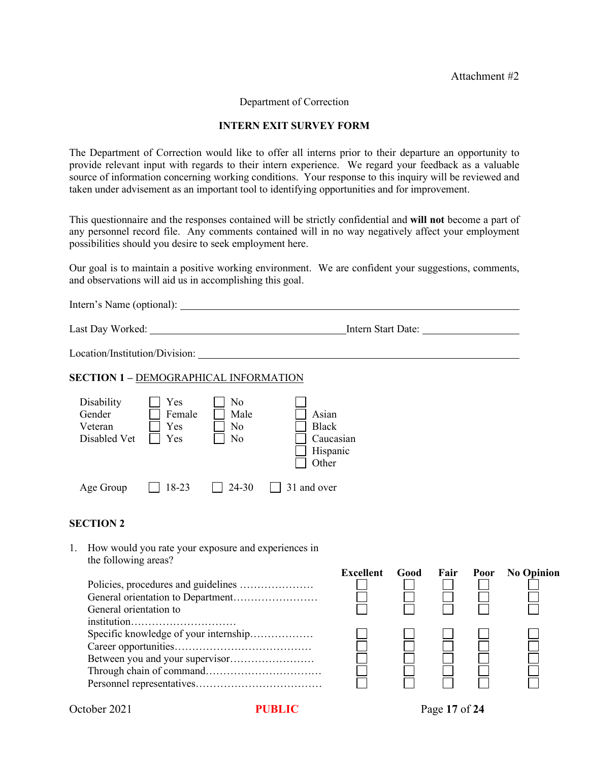Attachment #2

Department of Correction

**INTERN EXIT SURVEY FORM**

The Department of Correction would like to offer all interns prior to their departure an opportunity to provide relevant input with regards to their intern experience. We regard your feedback as a valuable source of information concerning working conditions. Your response to this inquiry will be reviewed and taken under advisement as an important tool to identifying opportunities and for improvement.

This questionnaire and the responses contained will be strictly confidential and **will not** become a part of any personnel record file. Any comments contained will in no way negatively affect your employment possibilities should you desire to seek employment here.

Our goal is to maintain a positive working environment. We are confident your suggestions, comments, and observations will aid us in accomplishing this goal.

Intern's Name (optional): ______________________________________________

Last Day Worked: ______________________________ Intern Start Date: ______________

Location/Institution/Division: ______________________________________________

**SECTION 1 –** DEMOGRAPHICAL INFORMATION

| | | | |
|---|---|---|---|
| Disability | ☐ Yes | ☐ No | ☐ |
| Gender | ☐ Female | ☐ Male | ☐ Asian |
| Veteran | ☐ Yes | ☐ No | ☐ Black |
| Disabled Vet | ☐ Yes | ☐ No | ☐ Caucasian |
| | | | ☐ Hispanic |
| | | | ☐ Other |

Age Group ☐ 18-23 ☐ 24-30 ☐ 31 and over

**SECTION 2**

1. How would you rate your exposure and experiences in the following areas?

| | **Excellent** | **Good** | **Fair** | **Poor** | **No Opinion** |
|---|---|---|---|---|---|
| Policies, procedures and guidelines ………………… | ☐ | ☐ | ☐ | ☐ | ☐ |
| General orientation to Department…………………… | ☐ | ☐ | ☐ | ☐ | ☐ |
| General orientation to institution………………………… | ☐ | ☐ | ☐ | ☐ | ☐ |
| Specific knowledge of your internship……………… | ☐ | ☐ | ☐ | ☐ | ☐ |
| Career opportunities………………………………… | ☐ | ☐ | ☐ | ☐ | ☐ |
| Between you and your supervisor…………………… | ☐ | ☐ | ☐ | ☐ | ☐ |
| Through chain of command…………………………… | ☐ | ☐ | ☐ | ☐ | ☐ |
| Personnel representatives……………………………… | ☐ | ☐ | ☐ | ☐ | ☐ |

October 2021 **PUBLIC**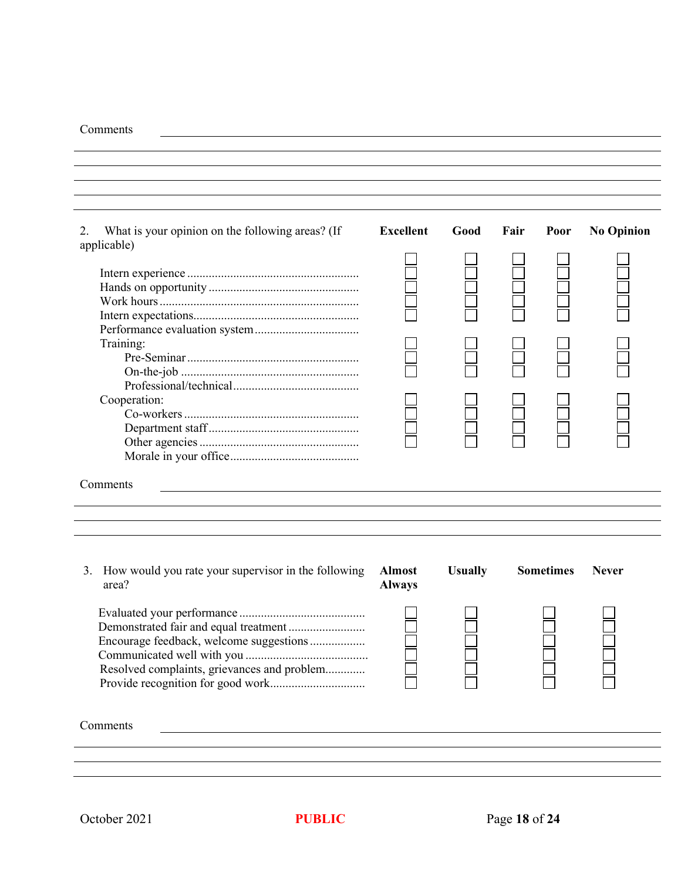Comments ______________________________________________

______________________________________________

______________________________________________

______________________________________________

______________________________________________

2. What is your opinion on the following areas? (If applicable)

| | Excellent | Good | Fair | Poor | No Opinion |
|---|---|---|---|---|---|
| Intern experience | ☐ | ☐ | ☐ | ☐ | ☐ |
| Hands on opportunity | ☐ | ☐ | ☐ | ☐ | ☐ |
| Work hours | ☐ | ☐ | ☐ | ☐ | ☐ |
| Intern expectations | ☐ | ☐ | ☐ | ☐ | ☐ |
| Performance evaluation system | ☐ | ☐ | ☐ | ☐ | ☐ |
| Training: | | | | | |
| Pre-Seminar | ☐ | ☐ | ☐ | ☐ | ☐ |
| On-the-job | ☐ | ☐ | ☐ | ☐ | ☐ |
| Professional/technical | ☐ | ☐ | ☐ | ☐ | ☐ |
| Cooperation: | | | | | |
| Co-workers | ☐ | ☐ | ☐ | ☐ | ☐ |
| Department staff | ☐ | ☐ | ☐ | ☐ | ☐ |
| Other agencies | ☐ | ☐ | ☐ | ☐ | ☐ |
| Morale in your office | ☐ | ☐ | ☐ | ☐ | ☐ |

Comments ______________________________________________

______________________________________________

______________________________________________

______________________________________________

3. How would you rate your supervisor in the following area?

| | Almost Always | Usually | Sometimes | Never |
|---|---|---|---|---|
| Evaluated your performance | ☐ | ☐ | ☐ | ☐ |
| Demonstrated fair and equal treatment | ☐ | ☐ | ☐ | ☐ |
| Encourage feedback, welcome suggestions | ☐ | ☐ | ☐ | ☐ |
| Communicated well with you | ☐ | ☐ | ☐ | ☐ |
| Resolved complaints, grievances and problem | ☐ | ☐ | ☐ | ☐ |
| Provide recognition for good work | ☐ | ☐ | ☐ | ☐ |

Comments ______________________________________________

______________________________________________

______________________________________________

______________________________________________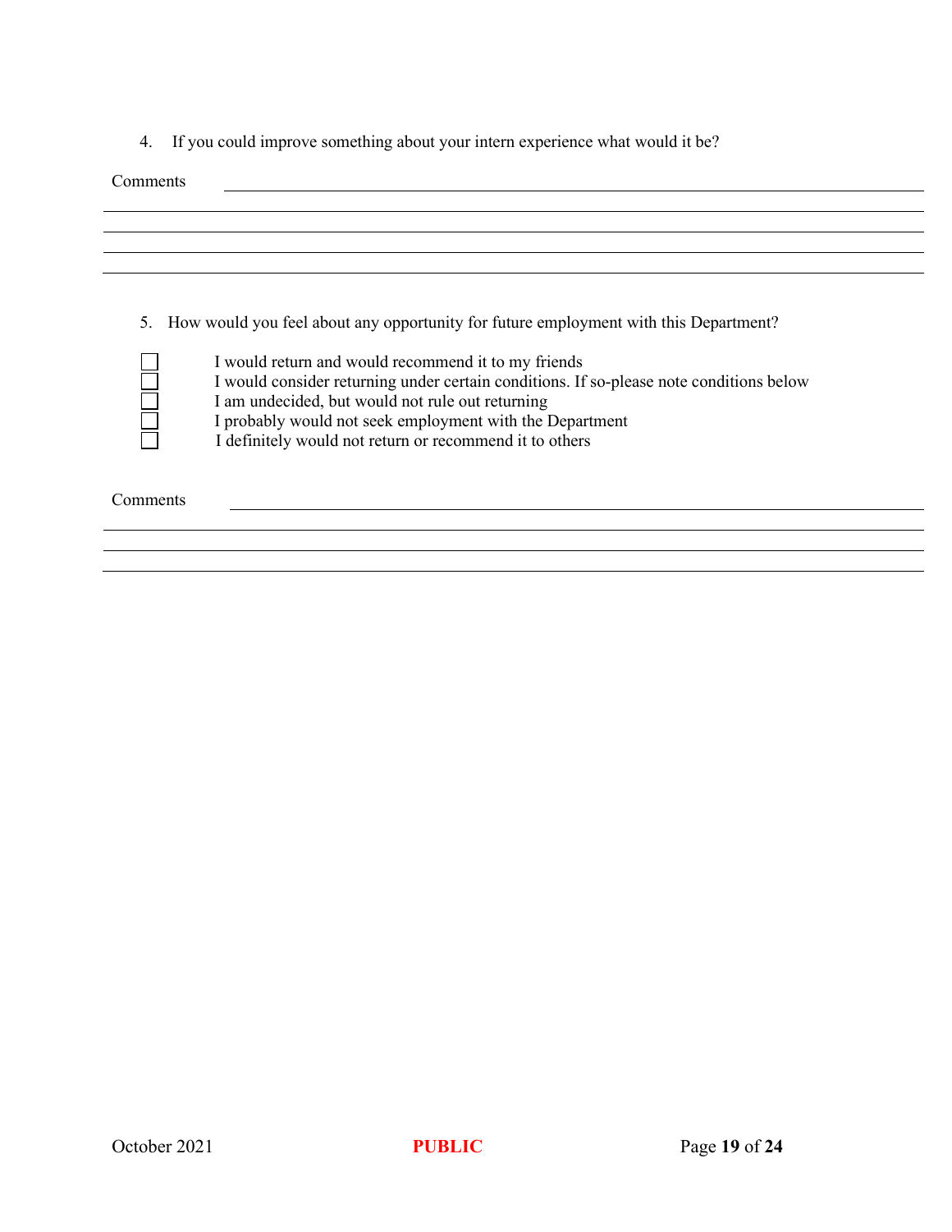4. If you could improve something about your intern experience what would it be?

Comments \_\_\_\_\_\_\_\_\_\_\_\_\_\_\_\_\_\_\_\_\_\_\_\_\_\_\_\_\_\_\_\_\_\_\_\_\_\_\_\_\_\_\_\_\_\_\_\_\_\_\_\_\_\_\_\_\_\_\_\_\_\_\_\_\_\_\_\_\_\_

\_\_\_\_\_\_\_\_\_\_\_\_\_\_\_\_\_\_\_\_\_\_\_\_\_\_\_\_\_\_\_\_\_\_\_\_\_\_\_\_\_\_\_\_\_\_\_\_\_\_\_\_\_\_\_\_\_\_\_\_\_\_\_\_\_\_\_\_\_\_\_\_\_\_\_\_\_\_\_\_

\_\_\_\_\_\_\_\_\_\_\_\_\_\_\_\_\_\_\_\_\_\_\_\_\_\_\_\_\_\_\_\_\_\_\_\_\_\_\_\_\_\_\_\_\_\_\_\_\_\_\_\_\_\_\_\_\_\_\_\_\_\_\_\_\_\_\_\_\_\_\_\_\_\_\_\_\_\_\_\_

\_\_\_\_\_\_\_\_\_\_\_\_\_\_\_\_\_\_\_\_\_\_\_\_\_\_\_\_\_\_\_\_\_\_\_\_\_\_\_\_\_\_\_\_\_\_\_\_\_\_\_\_\_\_\_\_\_\_\_\_\_\_\_\_\_\_\_\_\_\_\_\_\_\_\_\_\_\_\_\_

\_\_\_\_\_\_\_\_\_\_\_\_\_\_\_\_\_\_\_\_\_\_\_\_\_\_\_\_\_\_\_\_\_\_\_\_\_\_\_\_\_\_\_\_\_\_\_\_\_\_\_\_\_\_\_\_\_\_\_\_\_\_\_\_\_\_\_\_\_\_\_\_\_\_\_\_\_\_\_\_

5. How would you feel about any opportunity for future employment with this Department?

- ☐ I would return and would recommend it to my friends
- ☐ I would consider returning under certain conditions. If so-please note conditions below
- ☐ I am undecided, but would not rule out returning
- ☐ I probably would not seek employment with the Department
- ☐ I definitely would not return or recommend it to others

Comments \_\_\_\_\_\_\_\_\_\_\_\_\_\_\_\_\_\_\_\_\_\_\_\_\_\_\_\_\_\_\_\_\_\_\_\_\_\_\_\_\_\_\_\_\_\_\_\_\_\_\_\_\_\_\_\_\_\_\_\_\_\_\_\_\_\_\_\_\_\_

\_\_\_\_\_\_\_\_\_\_\_\_\_\_\_\_\_\_\_\_\_\_\_\_\_\_\_\_\_\_\_\_\_\_\_\_\_\_\_\_\_\_\_\_\_\_\_\_\_\_\_\_\_\_\_\_\_\_\_\_\_\_\_\_\_\_\_\_\_\_\_\_\_\_\_\_\_\_\_\_

\_\_\_\_\_\_\_\_\_\_\_\_\_\_\_\_\_\_\_\_\_\_\_\_\_\_\_\_\_\_\_\_\_\_\_\_\_\_\_\_\_\_\_\_\_\_\_\_\_\_\_\_\_\_\_\_\_\_\_\_\_\_\_\_\_\_\_\_\_\_\_\_\_\_\_\_\_\_\_\_

\_\_\_\_\_\_\_\_\_\_\_\_\_\_\_\_\_\_\_\_\_\_\_\_\_\_\_\_\_\_\_\_\_\_\_\_\_\_\_\_\_\_\_\_\_\_\_\_\_\_\_\_\_\_\_\_\_\_\_\_\_\_\_\_\_\_\_\_\_\_\_\_\_\_\_\_\_\_\_\_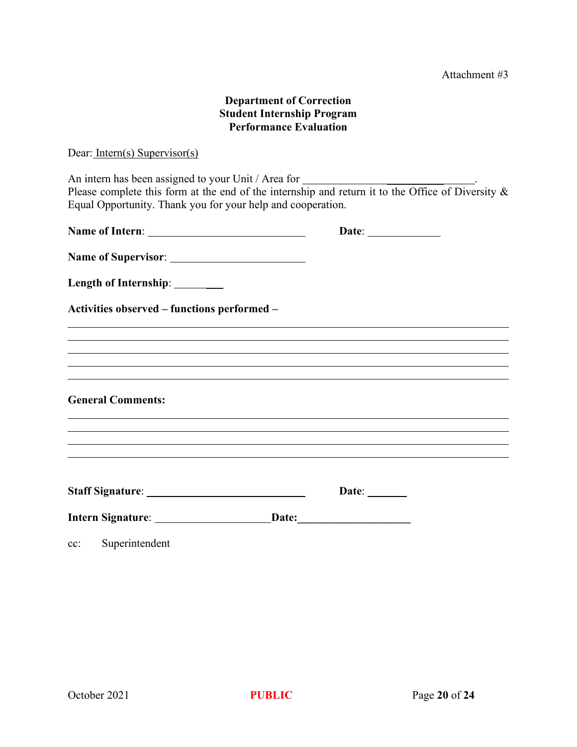Attachment #3

**Department of Correction**
**Student Internship Program**
**Performance Evaluation**

Dear: Intern(s) Supervisor(s)

An intern has been assigned to your Unit / Area for ______________________________.
Please complete this form at the end of the internship and return it to the Office of Diversity & Equal Opportunity. Thank you for your help and cooperation.

**Name of Intern**: ______________________________ **Date**: ____________

**Name of Supervisor**: ________________________

**Length of Internship**: _________

**Activities observed – functions performed –**

________________________________________________________________________________
________________________________________________________________________________
________________________________________________________________________________
________________________________________________________________________________
________________________________________________________________________________

**General Comments:**

________________________________________________________________________________
________________________________________________________________________________
________________________________________________________________________________
________________________________________________________________________________

**Staff Signature**: ______________________________ **Date**: _______

**Intern Signature**: ____________________ **Date:** ____________________

cc: Superintendent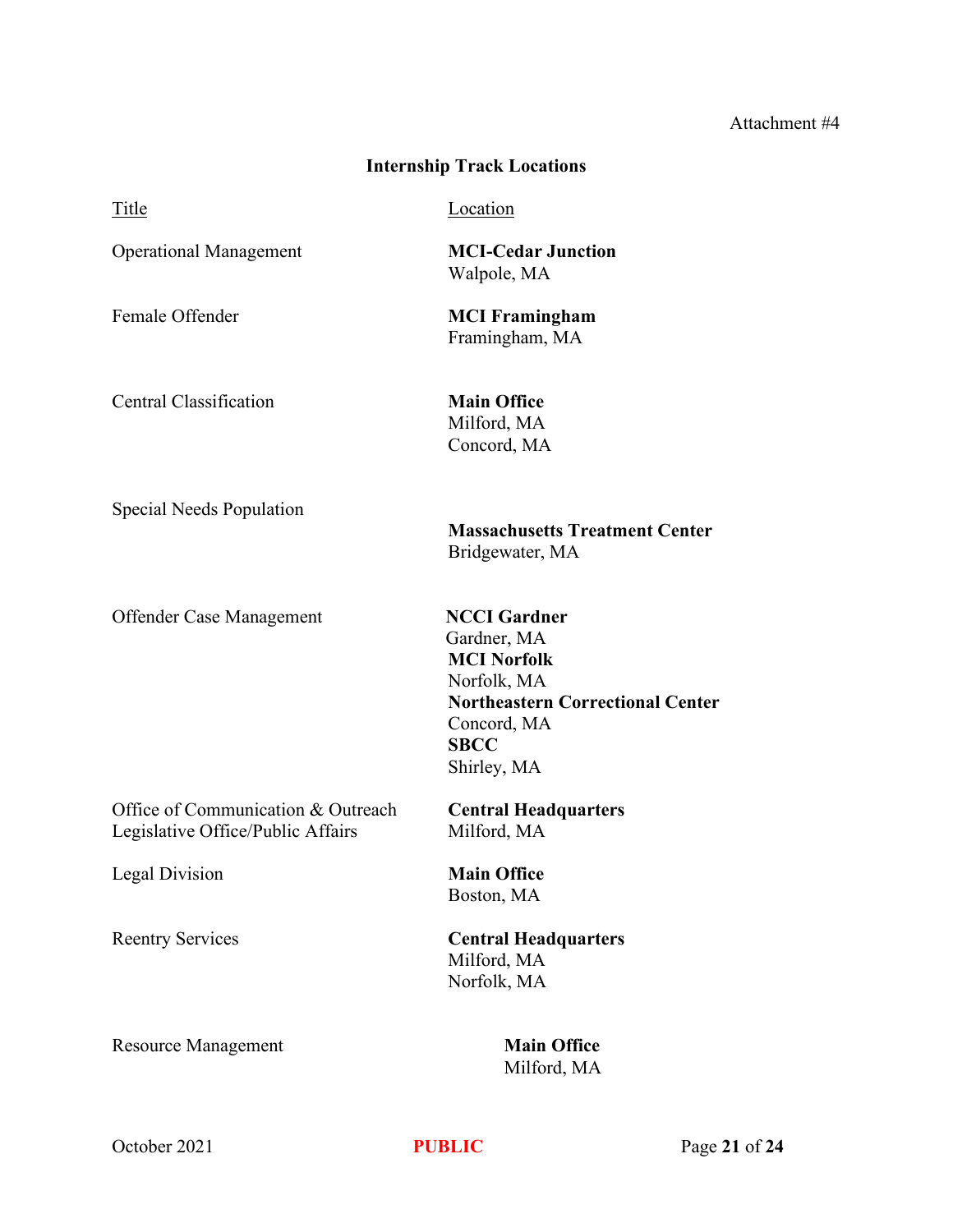Attachment #4

## Internship Track Locations

| Title | Location |
| --- | --- |
| Operational Management | **MCI-Cedar Junction**<br>Walpole, MA |
| Female Offender | **MCI Framingham**<br>Framingham, MA |
| Central Classification | **Main Office**<br>Milford, MA<br>Concord, MA |
| Special Needs Population | **Massachusetts Treatment Center**<br>Bridgewater, MA |
| Offender Case Management | **NCCI Gardner**<br>Gardner, MA<br>**MCI Norfolk**<br>Norfolk, MA<br>**Northeastern Correctional Center**<br>Concord, MA<br>**SBCC**<br>Shirley, MA |
| Office of Communication & Outreach<br>Legislative Office/Public Affairs | **Central Headquarters**<br>Milford, MA |
| Legal Division | **Main Office**<br>Boston, MA |
| Reentry Services | **Central Headquarters**<br>Milford, MA<br>Norfolk, MA |
| Resource Management | **Main Office**<br>Milford, MA |

October 2021 PUBLIC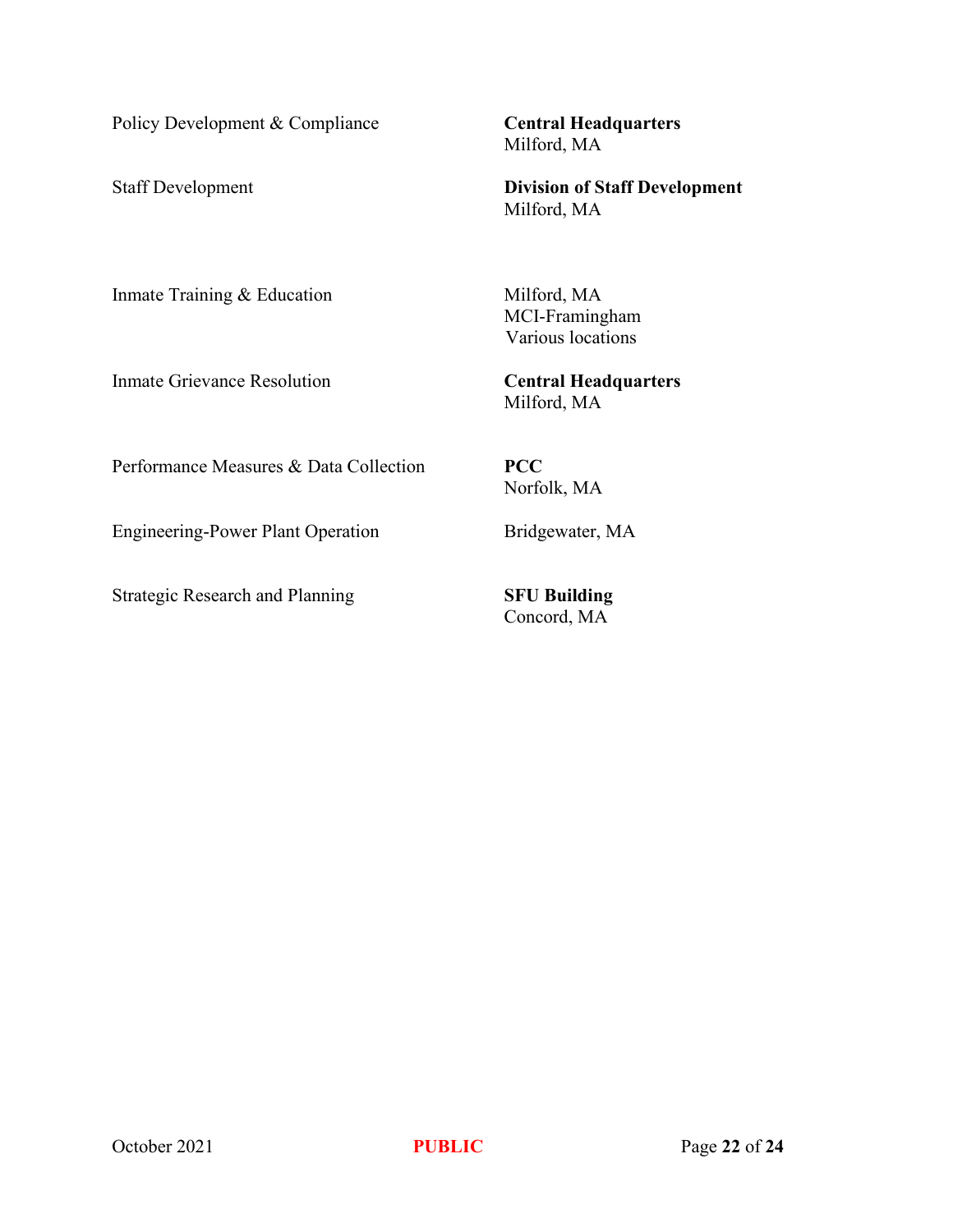| | |
|---|---|
| Policy Development & Compliance | **Central Headquarters**<br>Milford, MA |
| Staff Development | **Division of Staff Development**<br>Milford, MA |
| Inmate Training & Education | Milford, MA<br>MCI-Framingham<br>Various locations |
| Inmate Grievance Resolution | **Central Headquarters**<br>Milford, MA |
| Performance Measures & Data Collection | **PCC**<br>Norfolk, MA |
| Engineering-Power Plant Operation | Bridgewater, MA |
| Strategic Research and Planning | **SFU Building**<br>Concord, MA |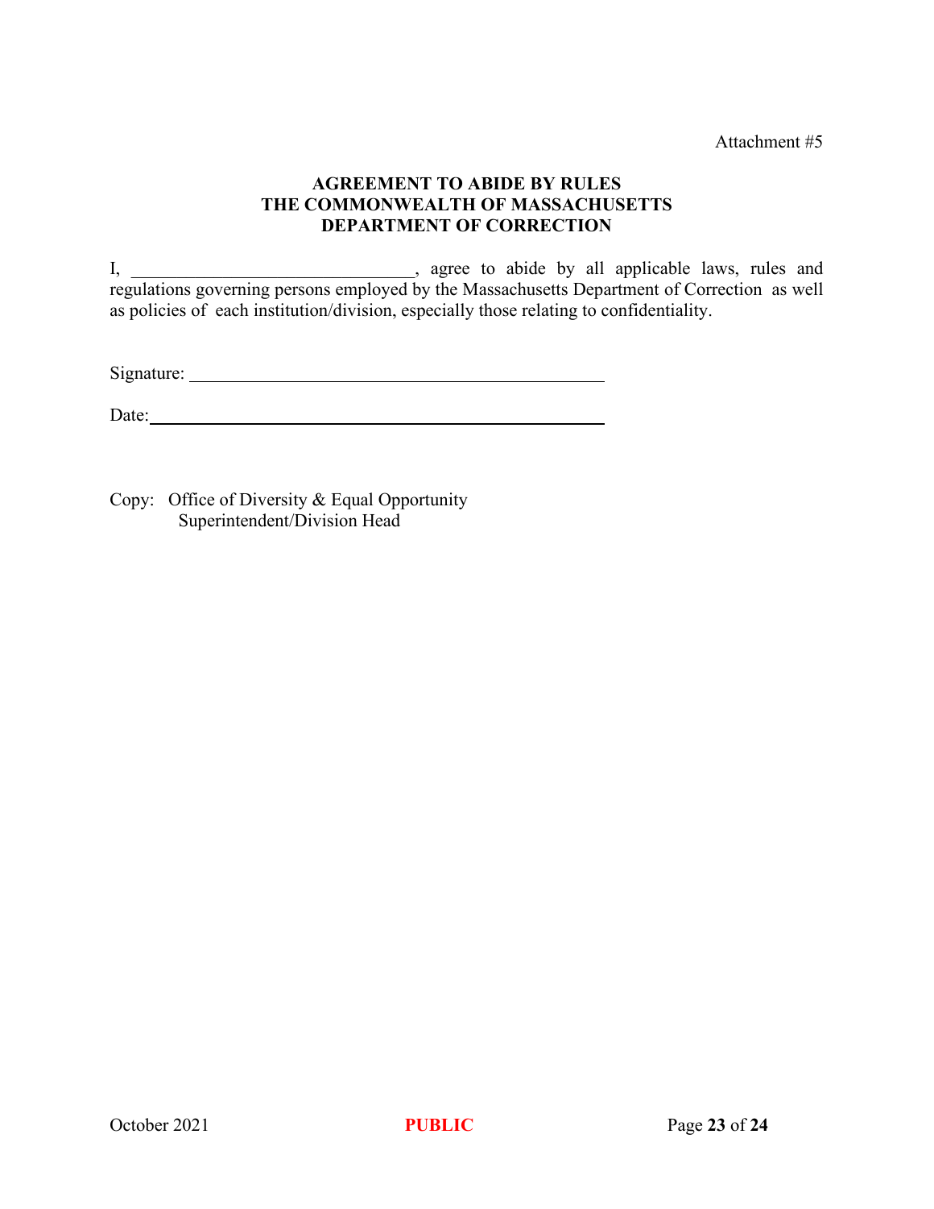Attachment #5

**AGREEMENT TO ABIDE BY RULES**
**THE COMMONWEALTH OF MASSACHUSETTS**
**DEPARTMENT OF CORRECTION**

I, ______________________________, agree to abide by all applicable laws, rules and regulations governing persons employed by the Massachusetts Department of Correction as well as policies of each institution/division, especially those relating to confidentiality.

Signature: ____________________________________________

Date: ________________________________________________

Copy: Office of Diversity & Equal Opportunity
Superintendent/Division Head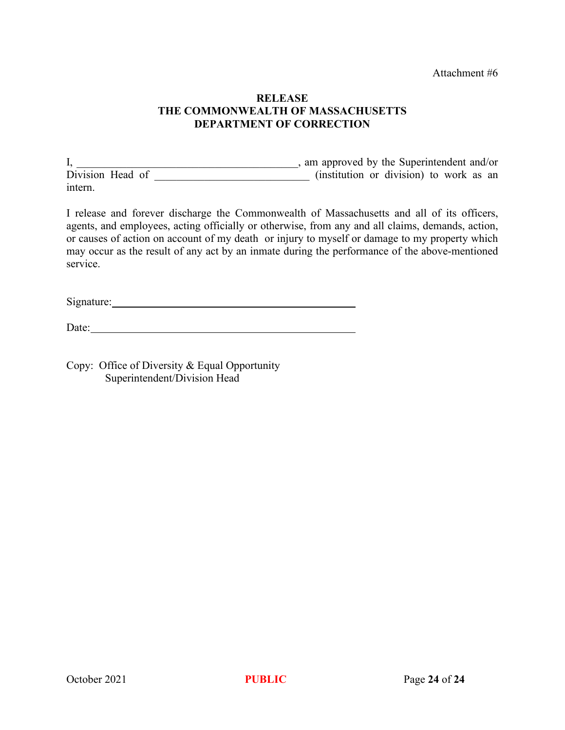Attachment #6

**RELEASE**
**THE COMMONWEALTH OF MASSACHUSETTS**
**DEPARTMENT OF CORRECTION**

I, ________________________________________, am approved by the Superintendent and/or Division Head of ____________________________ (institution or division) to work as an intern.

I release and forever discharge the Commonwealth of Massachusetts and all of its officers, agents, and employees, acting officially or otherwise, from any and all claims, demands, action, or causes of action on account of my death or injury to myself or damage to my property which may occur as the result of any act by an inmate during the performance of the above-mentioned service.

Signature:____________________________________________

Date:_______________________________________________

Copy: Office of Diversity & Equal Opportunity
Superintendent/Division Head